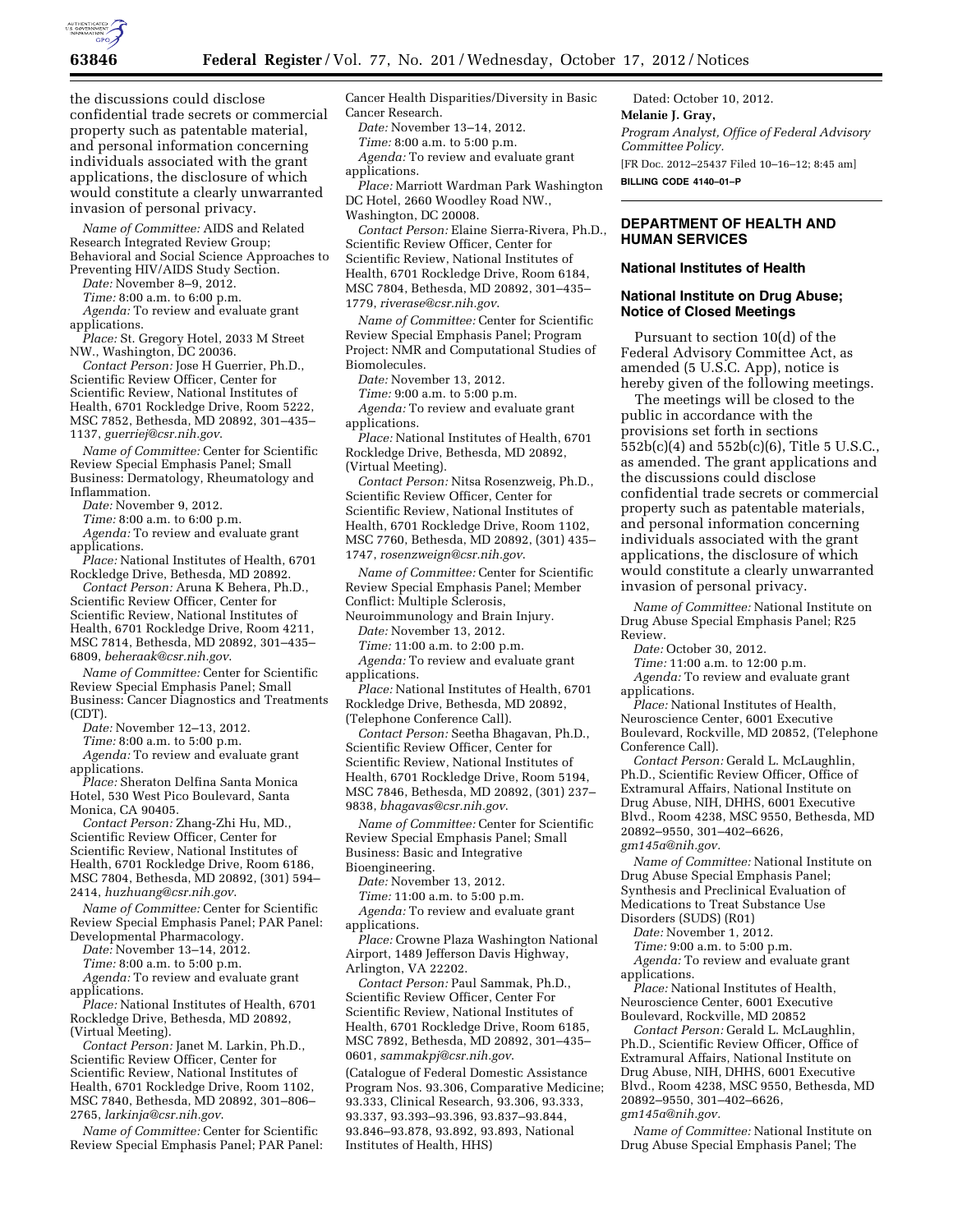the discussions could disclose confidential trade secrets or commercial property such as patentable material, and personal information concerning individuals associated with the grant applications, the disclosure of which would constitute a clearly unwarranted invasion of personal privacy.

*Name of Committee:* AIDS and Related Research Integrated Review Group; Behavioral and Social Science Approaches to Preventing HIV/AIDS Study Section.

*Date:* November 8–9, 2012.

*Time:* 8:00 a.m. to 6:00 p.m.

*Agenda:* To review and evaluate grant applications.

*Place:* St. Gregory Hotel, 2033 M Street NW., Washington, DC 20036.

*Contact Person:* Jose H Guerrier, Ph.D., Scientific Review Officer, Center for Scientific Review, National Institutes of Health, 6701 Rockledge Drive, Room 5222, MSC 7852, Bethesda, MD 20892, 301–435–1137, *guerriej@csr.nih.gov*.

*Name of Committee:* Center for Scientific Review Special Emphasis Panel; Small Business: Dermatology, Rheumatology and Inflammation.

*Date:* November 9, 2012.

*Time:* 8:00 a.m. to 6:00 p.m.

*Agenda:* To review and evaluate grant applications.

*Place:* National Institutes of Health, 6701 Rockledge Drive, Bethesda, MD 20892.

*Contact Person:* Aruna K Behera, Ph.D., Scientific Review Officer, Center for Scientific Review, National Institutes of Health, 6701 Rockledge Drive, Room 4211, MSC 7814, Bethesda, MD 20892, 301–435–6809, *beheraak@csr.nih.gov*.

*Name of Committee:* Center for Scientific Review Special Emphasis Panel; Small Business: Cancer Diagnostics and Treatments (CDT).

*Date:* November 12–13, 2012.

*Time:* 8:00 a.m. to 5:00 p.m.

*Agenda:* To review and evaluate grant applications.

*Place:* Sheraton Delfina Santa Monica Hotel, 530 West Pico Boulevard, Santa Monica, CA 90405.

*Contact Person:* Zhang-Zhi Hu, MD., Scientific Review Officer, Center for Scientific Review, National Institutes of Health, 6701 Rockledge Drive, Room 6186, MSC 7804, Bethesda, MD 20892, (301) 594–2414, *huzhuang@csr.nih.gov*.

*Name of Committee:* Center for Scientific Review Special Emphasis Panel; PAR Panel: Developmental Pharmacology.

*Date:* November 13–14, 2012.

*Time:* 8:00 a.m. to 5:00 p.m.

*Agenda:* To review and evaluate grant applications.

*Place:* National Institutes of Health, 6701 Rockledge Drive, Bethesda, MD 20892, (Virtual Meeting).

*Contact Person:* Janet M. Larkin, Ph.D., Scientific Review Officer, Center for Scientific Review, National Institutes of Health, 6701 Rockledge Drive, Room 1102, MSC 7840, Bethesda, MD 20892, 301–806–2765, *larkinja@csr.nih.gov*.

*Name of Committee:* Center for Scientific Review Special Emphasis Panel; PAR Panel: Cancer Health Disparities/Diversity in Basic Cancer Research.

*Date:* November 13–14, 2012.

*Time:* 8:00 a.m. to 5:00 p.m.

*Agenda:* To review and evaluate grant applications.

*Place:* Marriott Wardman Park Washington DC Hotel, 2660 Woodley Road NW., Washington, DC 20008.

*Contact Person:* Elaine Sierra-Rivera, Ph.D., Scientific Review Officer, Center for Scientific Review, National Institutes of Health, 6701 Rockledge Drive, Room 6184, MSC 7804, Bethesda, MD 20892, 301–435–1779, *riverase@csr.nih.gov*.

*Name of Committee:* Center for Scientific Review Special Emphasis Panel; Program Project: NMR and Computational Studies of Biomolecules.

*Date:* November 13, 2012.

*Time:* 9:00 a.m. to 5:00 p.m.

*Agenda:* To review and evaluate grant applications.

*Place:* National Institutes of Health, 6701 Rockledge Drive, Bethesda, MD 20892, (Virtual Meeting).

*Contact Person:* Nitsa Rosenzweig, Ph.D., Scientific Review Officer, Center for Scientific Review, National Institutes of Health, 6701 Rockledge Drive, Room 1102, MSC 7760, Bethesda, MD 20892, (301) 435–1747, *rosenzweign@csr.nih.gov*.

*Name of Committee:* Center for Scientific Review Special Emphasis Panel; Member Conflict: Multiple Sclerosis, Neuroimmunology and Brain Injury.

*Date:* November 13, 2012.

*Time:* 11:00 a.m. to 2:00 p.m.

*Agenda:* To review and evaluate grant applications.

*Place:* National Institutes of Health, 6701 Rockledge Drive, Bethesda, MD 20892, (Telephone Conference Call).

*Contact Person:* Seetha Bhagavan, Ph.D., Scientific Review Officer, Center for Scientific Review, National Institutes of Health, 6701 Rockledge Drive, Room 5194, MSC 7846, Bethesda, MD 20892, (301) 237–9838, *bhagavas@csr.nih.gov*.

*Name of Committee:* Center for Scientific Review Special Emphasis Panel; Small Business: Basic and Integrative Bioengineering.

*Date:* November 13, 2012.

*Time:* 11:00 a.m. to 5:00 p.m.

*Agenda:* To review and evaluate grant applications.

*Place:* Crowne Plaza Washington National Airport, 1489 Jefferson Davis Highway, Arlington, VA 22202.

*Contact Person:* Paul Sammak, Ph.D., Scientific Review Officer, Center For Scientific Review, National Institutes of Health, 6701 Rockledge Drive, Room 6185, MSC 7892, Bethesda, MD 20892, 301–435–0601, *sammakpj@csr.nih.gov*.

(Catalogue of Federal Domestic Assistance Program Nos. 93.306, Comparative Medicine; 93.333, Clinical Research, 93.306, 93.333, 93.337, 93.393–93.396, 93.837–93.844, 93.846–93.878, 93.892, 93.893, National Institutes of Health, HHS)

Dated: October 10, 2012.

**Melanie J. Gray,**

*Program Analyst, Office of Federal Advisory Committee Policy.*

[FR Doc. 2012–25437 Filed 10–16–12; 8:45 am]

**BILLING CODE 4140–01–P**

## DEPARTMENT OF HEALTH AND HUMAN SERVICES

### National Institutes of Health

### National Institute on Drug Abuse; Notice of Closed Meetings

Pursuant to section 10(d) of the Federal Advisory Committee Act, as amended (5 U.S.C. App), notice is hereby given of the following meetings.

The meetings will be closed to the public in accordance with the provisions set forth in sections 552b(c)(4) and 552b(c)(6), Title 5 U.S.C., as amended. The grant applications and the discussions could disclose confidential trade secrets or commercial property such as patentable materials, and personal information concerning individuals associated with the grant applications, the disclosure of which would constitute a clearly unwarranted invasion of personal privacy.

*Name of Committee:* National Institute on Drug Abuse Special Emphasis Panel; R25 Review.

*Date:* October 30, 2012.

*Time:* 11:00 a.m. to 12:00 p.m.

*Agenda:* To review and evaluate grant applications.

*Place:* National Institutes of Health, Neuroscience Center, 6001 Executive Boulevard, Rockville, MD 20852, (Telephone Conference Call).

*Contact Person:* Gerald L. McLaughlin, Ph.D., Scientific Review Officer, Office of Extramural Affairs, National Institute on Drug Abuse, NIH, DHHS, 6001 Executive Blvd., Room 4238, MSC 9550, Bethesda, MD 20892–9550, 301–402–6626, *gm145a@nih.gov.*

*Name of Committee:* National Institute on Drug Abuse Special Emphasis Panel; Synthesis and Preclinical Evaluation of Medications to Treat Substance Use Disorders (SUDS) (R01)

*Date:* November 1, 2012.

*Time:* 9:00 a.m. to 5:00 p.m.

*Agenda:* To review and evaluate grant applications.

*Place:* National Institutes of Health, Neuroscience Center, 6001 Executive Boulevard, Rockville, MD 20852

*Contact Person:* Gerald L. McLaughlin, Ph.D., Scientific Review Officer, Office of Extramural Affairs, National Institute on Drug Abuse, NIH, DHHS, 6001 Executive Blvd., Room 4238, MSC 9550, Bethesda, MD 20892–9550, 301–402–6626, *gm145a@nih.gov.*

*Name of Committee:* National Institute on Drug Abuse Special Emphasis Panel; The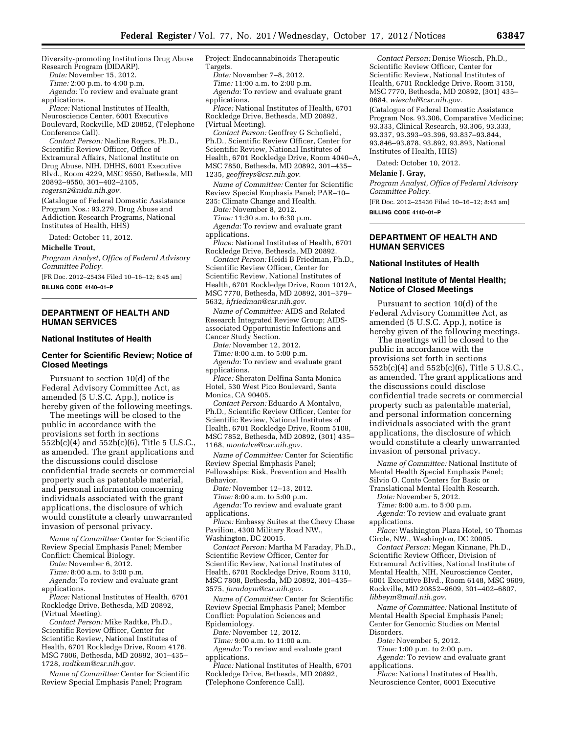Diversity-promoting Institutions Drug Abuse Research Program (DIDARP).

*Date:* November 15, 2012.

*Time:* 2:00 p.m. to 4:00 p.m.

*Agenda:* To review and evaluate grant applications.

*Place:* National Institutes of Health, Neuroscience Center, 6001 Executive Boulevard, Rockville, MD 20852, (Telephone Conference Call).

*Contact Person:* Nadine Rogers, Ph.D., Scientific Review Officer, Office of Extramural Affairs, National Institute on Drug Abuse, NIH, DHHS, 6001 Executive Blvd., Room 4229, MSC 9550, Bethesda, MD 20892–9550, 301–402–2105, *rogersn2@nida.nih.gov.*

(Catalogue of Federal Domestic Assistance Program Nos.: 93.279, Drug Abuse and Addiction Research Programs, National Institutes of Health, HHS)

Dated: October 11, 2012.

**Michelle Trout,**

*Program Analyst, Office of Federal Advisory Committee Policy.*

[FR Doc. 2012–25434 Filed 10–16–12; 8:45 am]

**BILLING CODE 4140–01–P**

## DEPARTMENT OF HEALTH AND HUMAN SERVICES

### National Institutes of Health

### Center for Scientific Review; Notice of Closed Meetings

Pursuant to section 10(d) of the Federal Advisory Committee Act, as amended (5 U.S.C. App.), notice is hereby given of the following meetings.

The meetings will be closed to the public in accordance with the provisions set forth in sections 552b(c)(4) and 552b(c)(6), Title 5 U.S.C., as amended. The grant applications and the discussions could disclose confidential trade secrets or commercial property such as patentable material, and personal information concerning individuals associated with the grant applications, the disclosure of which would constitute a clearly unwarranted invasion of personal privacy.

*Name of Committee:* Center for Scientific Review Special Emphasis Panel; Member Conflict: Chemical Biology.

*Date:* November 6, 2012.

*Time:* 8:00 a.m. to 3:00 p.m.

*Agenda:* To review and evaluate grant applications.

*Place:* National Institutes of Health, 6701 Rockledge Drive, Bethesda, MD 20892, (Virtual Meeting).

*Contact Person:* Mike Radtke, Ph.D., Scientific Review Officer, Center for Scientific Review, National Institutes of Health, 6701 Rockledge Drive, Room 4176, MSC 7806, Bethesda, MD 20892, 301–435–1728, *radtkem@csr.nih.gov.*

*Name of Committee:* Center for Scientific Review Special Emphasis Panel; Program Project: Endocannabinoids Therapeutic Targets.

*Date:* November 7–8, 2012.

*Time:* 11:00 a.m. to 2:00 p.m.

*Agenda:* To review and evaluate grant applications.

*Place:* National Institutes of Health, 6701 Rockledge Drive, Bethesda, MD 20892, (Virtual Meeting).

*Contact Person:* Geoffrey G Schofield, Ph.D., Scientific Review Officer, Center for Scientific Review, National Institutes of Health, 6701 Rockledge Drive, Room 4040–A, MSC 7850, Bethesda, MD 20892, 301–435–1235, *geoffreys@csr.nih.gov.*

*Name of Committee:* Center for Scientific Review Special Emphasis Panel; PAR–10–235: Climate Change and Health.

*Date:* November 8, 2012.

*Time:* 11:30 a.m. to 6:30 p.m.

*Agenda:* To review and evaluate grant applications.

*Place:* National Institutes of Health, 6701 Rockledge Drive, Bethesda, MD 20892.

*Contact Person:* Heidi B Friedman, Ph.D., Scientific Review Officer, Center for Scientific Review, National Institutes of Health, 6701 Rockledge Drive, Room 1012A, MSC 7770, Bethesda, MD 20892, 301–379–5632, *hfriedman@csr.nih.gov.*

*Name of Committee:* AIDS and Related Research Integrated Review Group; AIDS-associated Opportunistic Infections and Cancer Study Section.

*Date:* November 12, 2012.

*Time:* 8:00 a.m. to 5:00 p.m.

*Agenda:* To review and evaluate grant applications.

*Place:* Sheraton Delfina Santa Monica Hotel, 530 West Pico Boulevard, Santa Monica, CA 90405.

*Contact Person:* Eduardo A Montalvo, Ph.D., Scientific Review Officer, Center for Scientific Review, National Institutes of Health, 6701 Rockledge Drive, Room 5108, MSC 7852, Bethesda, MD 20892, (301) 435–1168, *montalve@csr.nih.gov.*

*Name of Committee:* Center for Scientific Review Special Emphasis Panel; Fellowships: Risk, Prevention and Health Behavior.

*Date:* November 12–13, 2012.

*Time:* 8:00 a.m. to 5:00 p.m.

*Agenda:* To review and evaluate grant applications.

*Place:* Embassy Suites at the Chevy Chase Pavilion, 4300 Military Road NW., Washington, DC 20015.

*Contact Person:* Martha M Faraday, Ph.D., Scientific Review Officer, Center for Scientific Review, National Institutes of Health, 6701 Rockledge Drive, Room 3110, MSC 7808, Bethesda, MD 20892, 301–435–3575, *faradaym@csr.nih.gov.*

*Name of Committee:* Center for Scientific Review Special Emphasis Panel; Member Conflict: Population Sciences and Epidemiology.

*Date:* November 12, 2012.

*Time:* 9:00 a.m. to 11:00 a.m.

*Agenda:* To review and evaluate grant applications.

*Place:* National Institutes of Health, 6701 Rockledge Drive, Bethesda, MD 20892, (Telephone Conference Call).

*Contact Person:* Denise Wiesch, Ph.D., Scientific Review Officer, Center for Scientific Review, National Institutes of Health, 6701 Rockledge Drive, Room 3150, MSC 7770, Bethesda, MD 20892, (301) 435–0684, *wieschd@csr.nih.gov*.

(Catalogue of Federal Domestic Assistance Program Nos. 93.306, Comparative Medicine; 93.333, Clinical Research, 93.306, 93.333, 93.337, 93.393–93.396, 93.837–93.844, 93.846–93.878, 93.892, 93.893, National Institutes of Health, HHS)

Dated: October 10, 2012.

**Melanie J. Gray,**

*Program Analyst, Office of Federal Advisory Committee Policy.*

[FR Doc. 2012–25436 Filed 10–16–12; 8:45 am]

**BILLING CODE 4140–01–P**

## DEPARTMENT OF HEALTH AND HUMAN SERVICES

### National Institutes of Health

### National Institute of Mental Health; Notice of Closed Meetings

Pursuant to section 10(d) of the Federal Advisory Committee Act, as amended (5 U.S.C. App.), notice is hereby given of the following meetings.

The meetings will be closed to the public in accordance with the provisions set forth in sections 552b(c)(4) and 552b(c)(6), Title 5 U.S.C., as amended. The grant applications and the discussions could disclose confidential trade secrets or commercial property such as patentable material, and personal information concerning individuals associated with the grant applications, the disclosure of which would constitute a clearly unwarranted invasion of personal privacy.

*Name of Committee:* National Institute of Mental Health Special Emphasis Panel; Silvio O. Conte Centers for Basic or Translational Mental Health Research.

*Date:* November 5, 2012.

*Time:* 8:00 a.m. to 5:00 p.m.

*Agenda:* To review and evaluate grant applications.

*Place:* Washington Plaza Hotel, 10 Thomas Circle, NW., Washington, DC 20005.

*Contact Person:* Megan Kinnane, Ph.D., Scientific Review Officer, Division of Extramural Activities, National Institute of Mental Health, NIH, Neuroscience Center, 6001 Executive Blvd., Room 6148, MSC 9609, Rockville, MD 20852–9609, 301–402–6807, *libbeym@mail.nih.gov.*

*Name of Committee:* National Institute of Mental Health Special Emphasis Panel; Center for Genomic Studies on Mental Disorders.

*Date:* November 5, 2012.

*Time:* 1:00 p.m. to 2:00 p.m.

*Agenda:* To review and evaluate grant applications.

*Place:* National Institutes of Health, Neuroscience Center, 6001 Executive